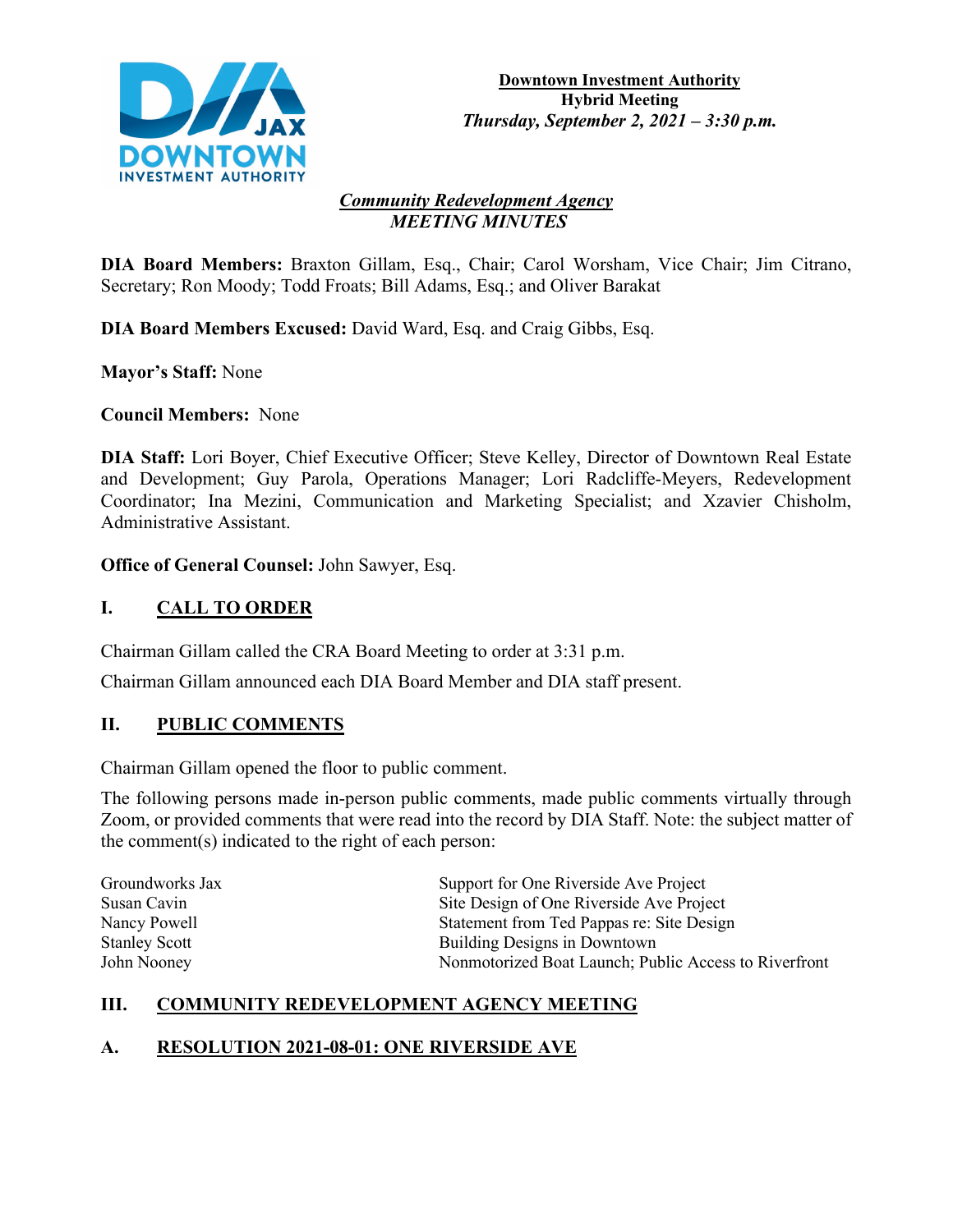**Downtown Investment Authority**
**Hybrid Meeting**
***Thursday, September 2, 2021 – 3:30 p.m.***

***Community Redevelopment Agency***
***MEETING MINUTES***

**DIA Board Members:** Braxton Gillam, Esq., Chair; Carol Worsham, Vice Chair; Jim Citrano, Secretary; Ron Moody; Todd Froats; Bill Adams, Esq.; and Oliver Barakat

**DIA Board Members Excused:** David Ward, Esq. and Craig Gibbs, Esq.

**Mayor's Staff:** None

**Council Members:** None

**DIA Staff:** Lori Boyer, Chief Executive Officer; Steve Kelley, Director of Downtown Real Estate and Development; Guy Parola, Operations Manager; Lori Radcliffe-Meyers, Redevelopment Coordinator; Ina Mezini, Communication and Marketing Specialist; and Xzavier Chisholm, Administrative Assistant.

**Office of General Counsel:** John Sawyer, Esq.

## I. CALL TO ORDER

Chairman Gillam called the CRA Board Meeting to order at 3:31 p.m.

Chairman Gillam announced each DIA Board Member and DIA staff present.

## II. PUBLIC COMMENTS

Chairman Gillam opened the floor to public comment.

The following persons made in-person public comments, made public comments virtually through Zoom, or provided comments that were read into the record by DIA Staff. Note: the subject matter of the comment(s) indicated to the right of each person:

| | |
|---|---|
| Groundworks Jax | Support for One Riverside Ave Project |
| Susan Cavin | Site Design of One Riverside Ave Project |
| Nancy Powell | Statement from Ted Pappas re: Site Design |
| Stanley Scott | Building Designs in Downtown |
| John Nooney | Nonmotorized Boat Launch; Public Access to Riverfront |

## III. COMMUNITY REDEVELOPMENT AGENCY MEETING

### A. RESOLUTION 2021-08-01: ONE RIVERSIDE AVE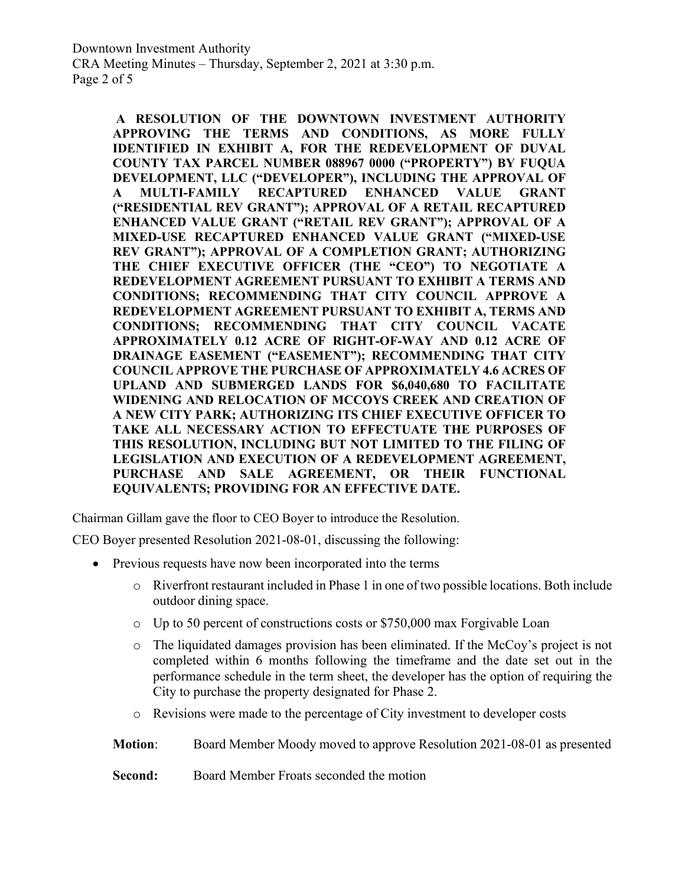**A RESOLUTION OF THE DOWNTOWN INVESTMENT AUTHORITY APPROVING THE TERMS AND CONDITIONS, AS MORE FULLY IDENTIFIED IN EXHIBIT A, FOR THE REDEVELOPMENT OF DUVAL COUNTY TAX PARCEL NUMBER 088967 0000 ("PROPERTY") BY FUQUA DEVELOPMENT, LLC ("DEVELOPER"), INCLUDING THE APPROVAL OF A MULTI-FAMILY RECAPTURED ENHANCED VALUE GRANT ("RESIDENTIAL REV GRANT"); APPROVAL OF A RETAIL RECAPTURED ENHANCED VALUE GRANT ("RETAIL REV GRANT"); APPROVAL OF A MIXED-USE RECAPTURED ENHANCED VALUE GRANT ("MIXED-USE REV GRANT"); APPROVAL OF A COMPLETION GRANT; AUTHORIZING THE CHIEF EXECUTIVE OFFICER (THE "CEO") TO NEGOTIATE A REDEVELOPMENT AGREEMENT PURSUANT TO EXHIBIT A TERMS AND CONDITIONS; RECOMMENDING THAT CITY COUNCIL APPROVE A REDEVELOPMENT AGREEMENT PURSUANT TO EXHIBIT A, TERMS AND CONDITIONS; RECOMMENDING THAT CITY COUNCIL VACATE APPROXIMATELY 0.12 ACRE OF RIGHT-OF-WAY AND 0.12 ACRE OF DRAINAGE EASEMENT ("EASEMENT"); RECOMMENDING THAT CITY COUNCIL APPROVE THE PURCHASE OF APPROXIMATELY 4.6 ACRES OF UPLAND AND SUBMERGED LANDS FOR $6,040,680 TO FACILITATE WIDENING AND RELOCATION OF MCCOYS CREEK AND CREATION OF A NEW CITY PARK; AUTHORIZING ITS CHIEF EXECUTIVE OFFICER TO TAKE ALL NECESSARY ACTION TO EFFECTUATE THE PURPOSES OF THIS RESOLUTION, INCLUDING BUT NOT LIMITED TO THE FILING OF LEGISLATION AND EXECUTION OF A REDEVELOPMENT AGREEMENT, PURCHASE AND SALE AGREEMENT, OR THEIR FUNCTIONAL EQUIVALENTS; PROVIDING FOR AN EFFECTIVE DATE.**

Chairman Gillam gave the floor to CEO Boyer to introduce the Resolution.

CEO Boyer presented Resolution 2021-08-01, discussing the following:

- Previous requests have now been incorporated into the terms
    - Riverfront restaurant included in Phase 1 in one of two possible locations. Both include outdoor dining space.
    - Up to 50 percent of constructions costs or $750,000 max Forgivable Loan
    - The liquidated damages provision has been eliminated. If the McCoy's project is not completed within 6 months following the timeframe and the date set out in the performance schedule in the term sheet, the developer has the option of requiring the City to purchase the property designated for Phase 2.
    - Revisions were made to the percentage of City investment to developer costs

**Motion**: Board Member Moody moved to approve Resolution 2021-08-01 as presented

**Second:** Board Member Froats seconded the motion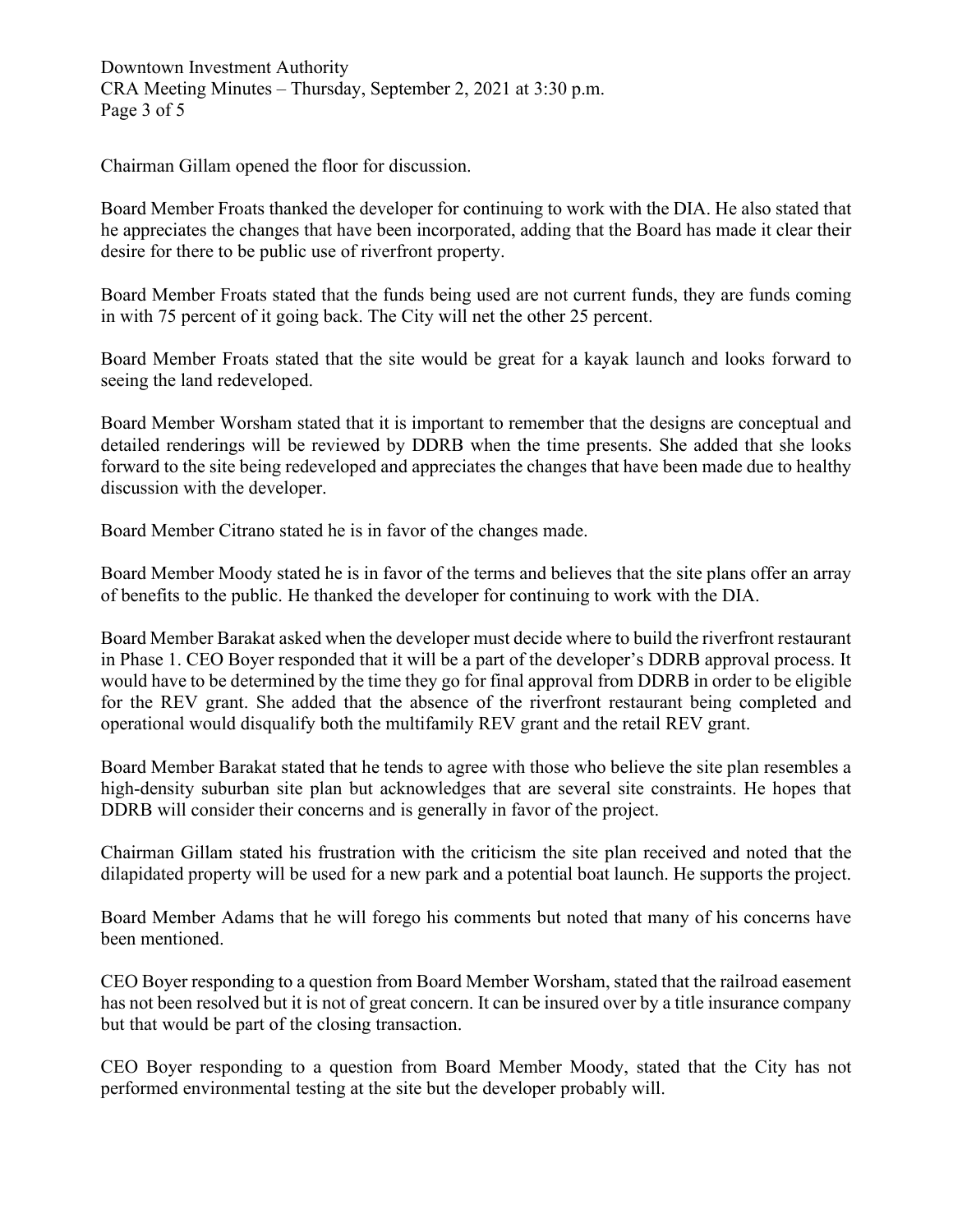Chairman Gillam opened the floor for discussion.

Board Member Froats thanked the developer for continuing to work with the DIA. He also stated that he appreciates the changes that have been incorporated, adding that the Board has made it clear their desire for there to be public use of riverfront property.

Board Member Froats stated that the funds being used are not current funds, they are funds coming in with 75 percent of it going back. The City will net the other 25 percent.

Board Member Froats stated that the site would be great for a kayak launch and looks forward to seeing the land redeveloped.

Board Member Worsham stated that it is important to remember that the designs are conceptual and detailed renderings will be reviewed by DDRB when the time presents. She added that she looks forward to the site being redeveloped and appreciates the changes that have been made due to healthy discussion with the developer.

Board Member Citrano stated he is in favor of the changes made.

Board Member Moody stated he is in favor of the terms and believes that the site plans offer an array of benefits to the public. He thanked the developer for continuing to work with the DIA.

Board Member Barakat asked when the developer must decide where to build the riverfront restaurant in Phase 1. CEO Boyer responded that it will be a part of the developer's DDRB approval process. It would have to be determined by the time they go for final approval from DDRB in order to be eligible for the REV grant. She added that the absence of the riverfront restaurant being completed and operational would disqualify both the multifamily REV grant and the retail REV grant.

Board Member Barakat stated that he tends to agree with those who believe the site plan resembles a high-density suburban site plan but acknowledges that are several site constraints. He hopes that DDRB will consider their concerns and is generally in favor of the project.

Chairman Gillam stated his frustration with the criticism the site plan received and noted that the dilapidated property will be used for a new park and a potential boat launch. He supports the project.

Board Member Adams that he will forego his comments but noted that many of his concerns have been mentioned.

CEO Boyer responding to a question from Board Member Worsham, stated that the railroad easement has not been resolved but it is not of great concern. It can be insured over by a title insurance company but that would be part of the closing transaction.

CEO Boyer responding to a question from Board Member Moody, stated that the City has not performed environmental testing at the site but the developer probably will.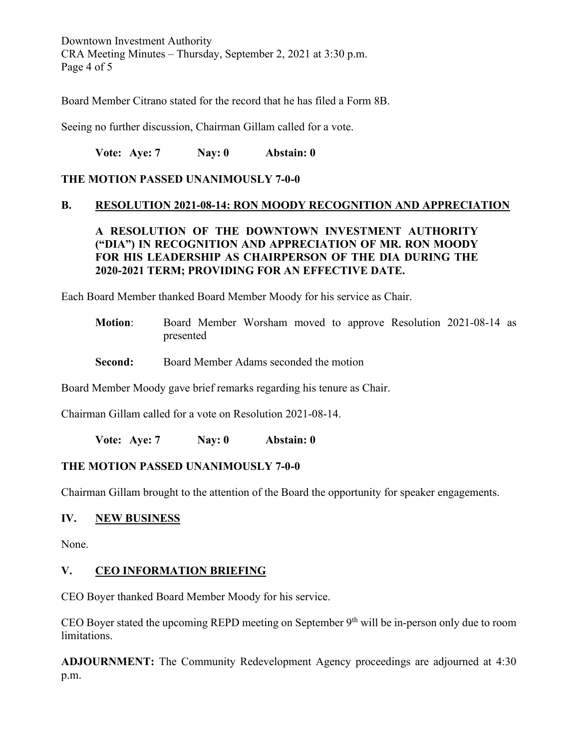Board Member Citrano stated for the record that he has filed a Form 8B.

Seeing no further discussion, Chairman Gillam called for a vote.

**Vote: Aye: 7 Nay: 0 Abstain: 0**

**THE MOTION PASSED UNANIMOUSLY 7-0-0**

## B. RESOLUTION 2021-08-14: RON MOODY RECOGNITION AND APPRECIATION

**A RESOLUTION OF THE DOWNTOWN INVESTMENT AUTHORITY ("DIA") IN RECOGNITION AND APPRECIATION OF MR. RON MOODY FOR HIS LEADERSHIP AS CHAIRPERSON OF THE DIA DURING THE 2020-2021 TERM; PROVIDING FOR AN EFFECTIVE DATE.**

Each Board Member thanked Board Member Moody for his service as Chair.

**Motion**: Board Member Worsham moved to approve Resolution 2021-08-14 as presented

**Second:** Board Member Adams seconded the motion

Board Member Moody gave brief remarks regarding his tenure as Chair.

Chairman Gillam called for a vote on Resolution 2021-08-14.

**Vote: Aye: 7 Nay: 0 Abstain: 0**

**THE MOTION PASSED UNANIMOUSLY 7-0-0**

Chairman Gillam brought to the attention of the Board the opportunity for speaker engagements.

## IV. NEW BUSINESS

None.

## V. CEO INFORMATION BRIEFING

CEO Boyer thanked Board Member Moody for his service.

CEO Boyer stated the upcoming REPD meeting on September 9th will be in-person only due to room limitations.

**ADJOURNMENT:** The Community Redevelopment Agency proceedings are adjourned at 4:30 p.m.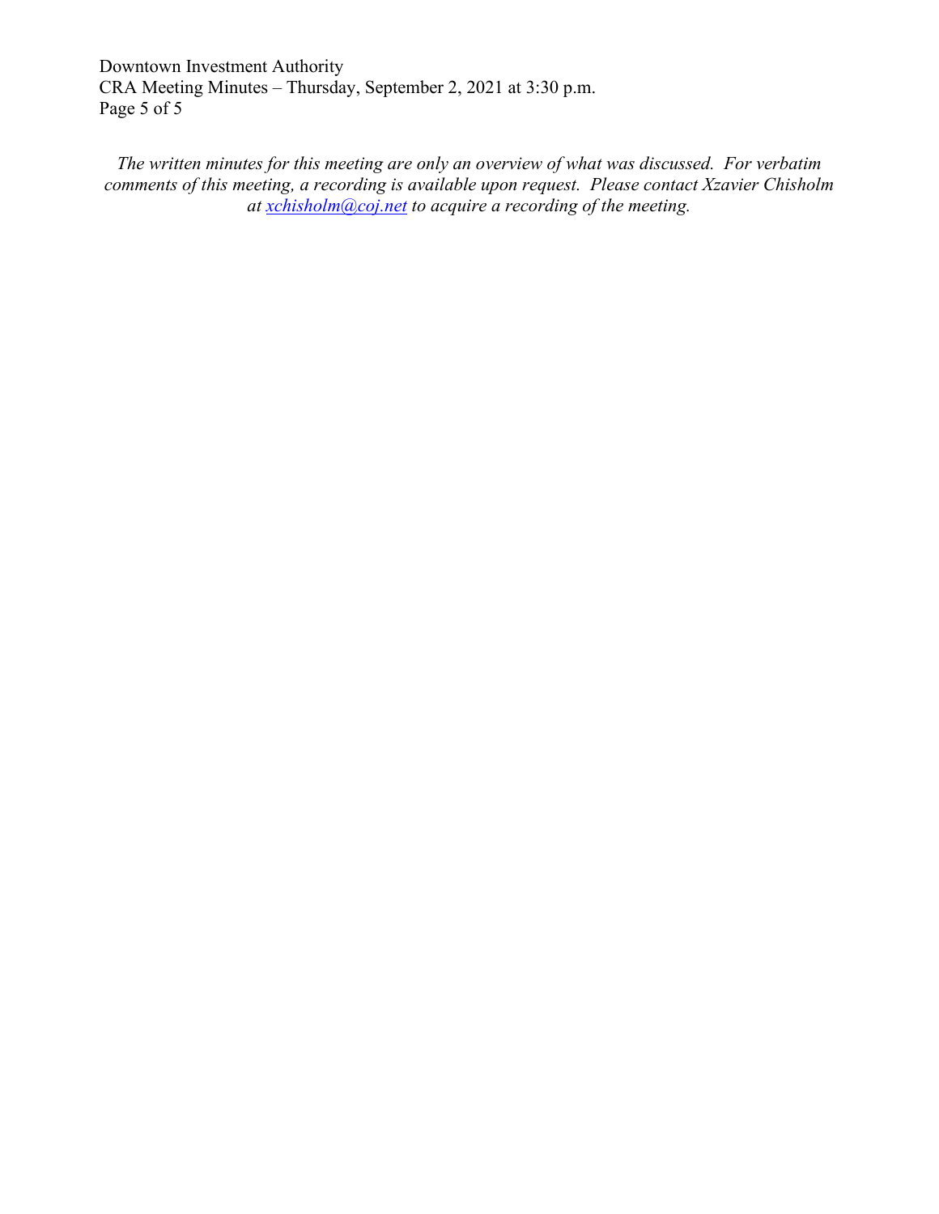*The written minutes for this meeting are only an overview of what was discussed. For verbatim comments of this meeting, a recording is available upon request. Please contact Xzavier Chisholm at xchisholm@coj.net to acquire a recording of the meeting.*